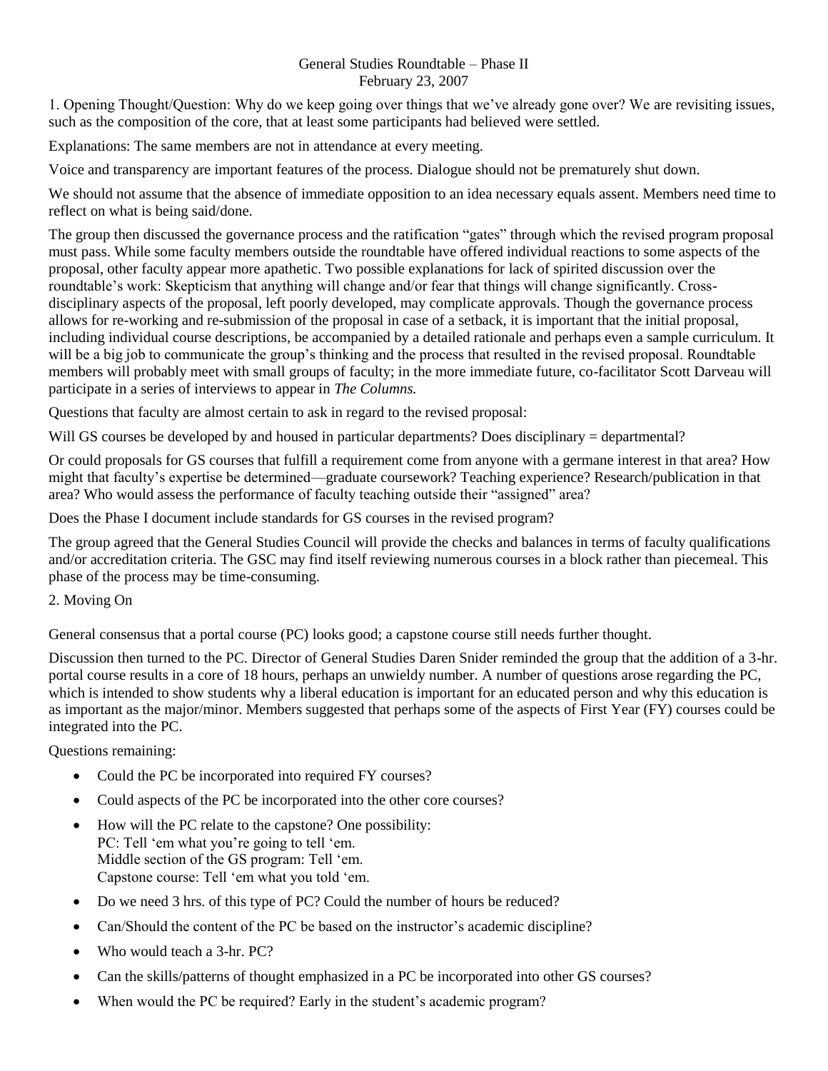# General Studies Roundtable – Phase II

February 23, 2007

1. Opening Thought/Question: Why do we keep going over things that we've already gone over? We are revisiting issues, such as the composition of the core, that at least some participants had believed were settled.

Explanations: The same members are not in attendance at every meeting.

Voice and transparency are important features of the process. Dialogue should not be prematurely shut down.

We should not assume that the absence of immediate opposition to an idea necessary equals assent. Members need time to reflect on what is being said/done.

The group then discussed the governance process and the ratification "gates" through which the revised program proposal must pass. While some faculty members outside the roundtable have offered individual reactions to some aspects of the proposal, other faculty appear more apathetic. Two possible explanations for lack of spirited discussion over the roundtable's work: Skepticism that anything will change and/or fear that things will change significantly. Cross-disciplinary aspects of the proposal, left poorly developed, may complicate approvals. Though the governance process allows for re-working and re-submission of the proposal in case of a setback, it is important that the initial proposal, including individual course descriptions, be accompanied by a detailed rationale and perhaps even a sample curriculum. It will be a big job to communicate the group's thinking and the process that resulted in the revised proposal. Roundtable members will probably meet with small groups of faculty; in the more immediate future, co-facilitator Scott Darveau will participate in a series of interviews to appear in *The Columns.*

Questions that faculty are almost certain to ask in regard to the revised proposal:

Will GS courses be developed by and housed in particular departments? Does disciplinary = departmental?

Or could proposals for GS courses that fulfill a requirement come from anyone with a germane interest in that area? How might that faculty's expertise be determined—graduate coursework? Teaching experience? Research/publication in that area? Who would assess the performance of faculty teaching outside their "assigned" area?

Does the Phase I document include standards for GS courses in the revised program?

The group agreed that the General Studies Council will provide the checks and balances in terms of faculty qualifications and/or accreditation criteria. The GSC may find itself reviewing numerous courses in a block rather than piecemeal. This phase of the process may be time-consuming.

2. Moving On

General consensus that a portal course (PC) looks good; a capstone course still needs further thought.

Discussion then turned to the PC. Director of General Studies Daren Snider reminded the group that the addition of a 3-hr. portal course results in a core of 18 hours, perhaps an unwieldy number. A number of questions arose regarding the PC, which is intended to show students why a liberal education is important for an educated person and why this education is as important as the major/minor. Members suggested that perhaps some of the aspects of First Year (FY) courses could be integrated into the PC.

Questions remaining:

- Could the PC be incorporated into required FY courses?
- Could aspects of the PC be incorporated into the other core courses?
- How will the PC relate to the capstone? One possibility:
  PC: Tell 'em what you're going to tell 'em.
  Middle section of the GS program: Tell 'em.
  Capstone course: Tell 'em what you told 'em.
- Do we need 3 hrs. of this type of PC? Could the number of hours be reduced?
- Can/Should the content of the PC be based on the instructor's academic discipline?
- Who would teach a 3-hr. PC?
- Can the skills/patterns of thought emphasized in a PC be incorporated into other GS courses?
- When would the PC be required? Early in the student's academic program?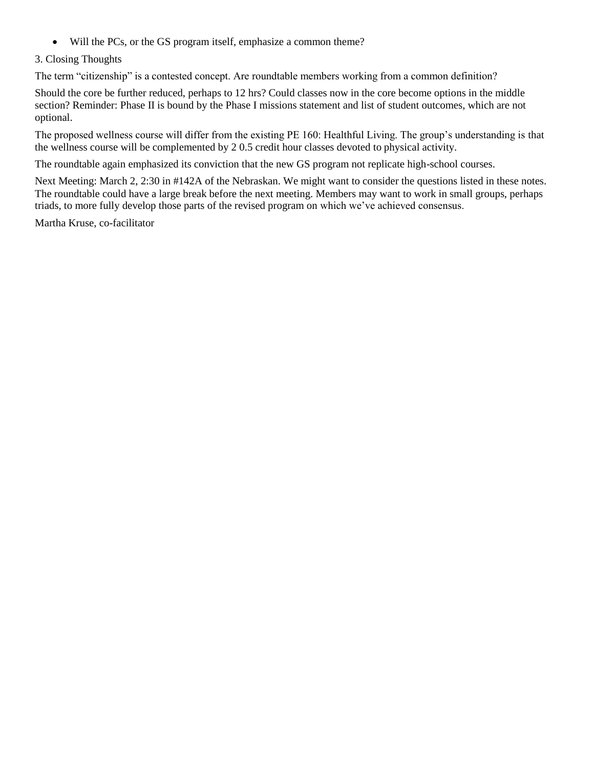- Will the PCs, or the GS program itself, emphasize a common theme?

3. Closing Thoughts

The term "citizenship" is a contested concept. Are roundtable members working from a common definition?

Should the core be further reduced, perhaps to 12 hrs? Could classes now in the core become options in the middle section? Reminder: Phase II is bound by the Phase I missions statement and list of student outcomes, which are not optional.

The proposed wellness course will differ from the existing PE 160: Healthful Living. The group's understanding is that the wellness course will be complemented by 2 0.5 credit hour classes devoted to physical activity.

The roundtable again emphasized its conviction that the new GS program not replicate high-school courses.

Next Meeting: March 2, 2:30 in #142A of the Nebraskan. We might want to consider the questions listed in these notes. The roundtable could have a large break before the next meeting. Members may want to work in small groups, perhaps triads, to more fully develop those parts of the revised program on which we've achieved consensus.

Martha Kruse, co-facilitator